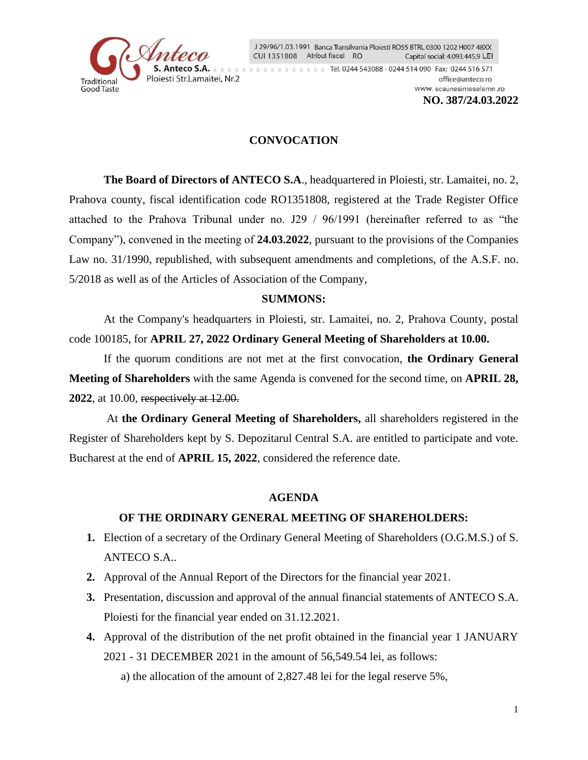J 29/96/1.03.1991 Banca Transilvania Ploiesti RO55 BTRL 0300 1202 H007 48XX
CUI 1351808 Atribut fiscal RO Capital social: 4.093.445,9 LEI

**S. Anteco S.A.** Ploiesti Str.Lamaitei, Nr.2

Tel. 0244 543088 - 0244 514 090 Fax: 0244 516 571
office@anteco.ro
www. scaunesimeselemn .ro

**NO. 387/24.03.2022**

## CONVOCATION

**The Board of Directors of ANTECO S.A**., headquartered in Ploiesti, str. Lamaitei, no. 2, Prahova county, fiscal identification code RO1351808, registered at the Trade Register Office attached to the Prahova Tribunal under no. J29 / 96/1991 (hereinafter referred to as "the Company"), convened in the meeting of **24.03.2022**, pursuant to the provisions of the Companies Law no. 31/1990, republished, with subsequent amendments and completions, of the A.S.F. no. 5/2018 as well as of the Articles of Association of the Company,

**SUMMONS:**

At the Company's headquarters in Ploiesti, str. Lamaitei, no. 2, Prahova County, postal code 100185, for **APRIL 27, 2022 Ordinary General Meeting of Shareholders at 10.00.**

If the quorum conditions are not met at the first convocation, **the Ordinary General Meeting of Shareholders** with the same Agenda is convened for the second time, on **APRIL 28, 2022**, at 10.00, ~~respectively at 12.00.~~

At **the Ordinary General Meeting of Shareholders,** all shareholders registered in the Register of Shareholders kept by S. Depozitarul Central S.A. are entitled to participate and vote. Bucharest at the end of **APRIL 15, 2022**, considered the reference date.

**AGENDA**

**OF THE ORDINARY GENERAL MEETING OF SHAREHOLDERS:**

1. Election of a secretary of the Ordinary General Meeting of Shareholders (O.G.M.S.) of S. ANTECO S.A..
2. Approval of the Annual Report of the Directors for the financial year 2021.
3. Presentation, discussion and approval of the annual financial statements of ANTECO S.A. Ploiesti for the financial year ended on 31.12.2021.
4. Approval of the distribution of the net profit obtained in the financial year 1 JANUARY 2021 - 31 DECEMBER 2021 in the amount of 56,549.54 lei, as follows:

   a) the allocation of the amount of 2,827.48 lei for the legal reserve 5%,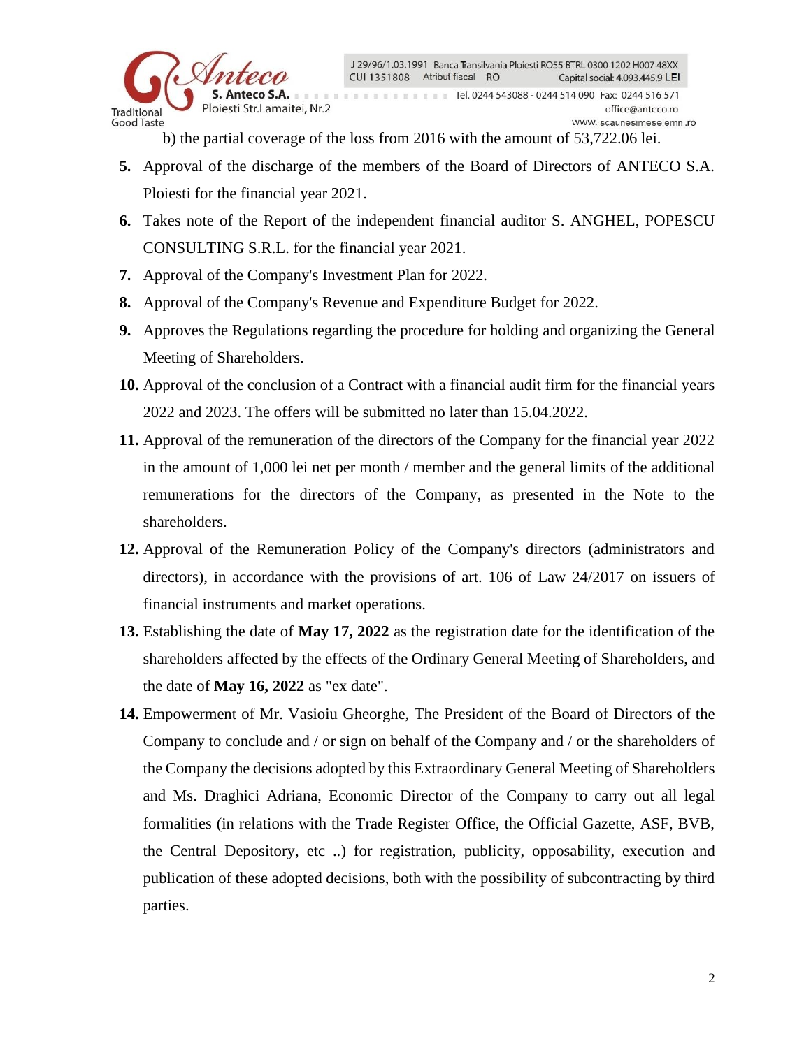b) the partial coverage of the loss from 2016 with the amount of 53,722.06 lei.

5. Approval of the discharge of the members of the Board of Directors of ANTECO S.A. Ploiesti for the financial year 2021.
6. Takes note of the Report of the independent financial auditor S. ANGHEL, POPESCU CONSULTING S.R.L. for the financial year 2021.
7. Approval of the Company's Investment Plan for 2022.
8. Approval of the Company's Revenue and Expenditure Budget for 2022.
9. Approves the Regulations regarding the procedure for holding and organizing the General Meeting of Shareholders.
10. Approval of the conclusion of a Contract with a financial audit firm for the financial years 2022 and 2023. The offers will be submitted no later than 15.04.2022.
11. Approval of the remuneration of the directors of the Company for the financial year 2022 in the amount of 1,000 lei net per month / member and the general limits of the additional remunerations for the directors of the Company, as presented in the Note to the shareholders.
12. Approval of the Remuneration Policy of the Company's directors (administrators and directors), in accordance with the provisions of art. 106 of Law 24/2017 on issuers of financial instruments and market operations.
13. Establishing the date of **May 17, 2022** as the registration date for the identification of the shareholders affected by the effects of the Ordinary General Meeting of Shareholders, and the date of **May 16, 2022** as "ex date".
14. Empowerment of Mr. Vasioiu Gheorghe, The President of the Board of Directors of the Company to conclude and / or sign on behalf of the Company and / or the shareholders of the Company the decisions adopted by this Extraordinary General Meeting of Shareholders and Ms. Draghici Adriana, Economic Director of the Company to carry out all legal formalities (in relations with the Trade Register Office, the Official Gazette, ASF, BVB, the Central Depository, etc ..) for registration, publicity, opposability, execution and publication of these adopted decisions, both with the possibility of subcontracting by third parties.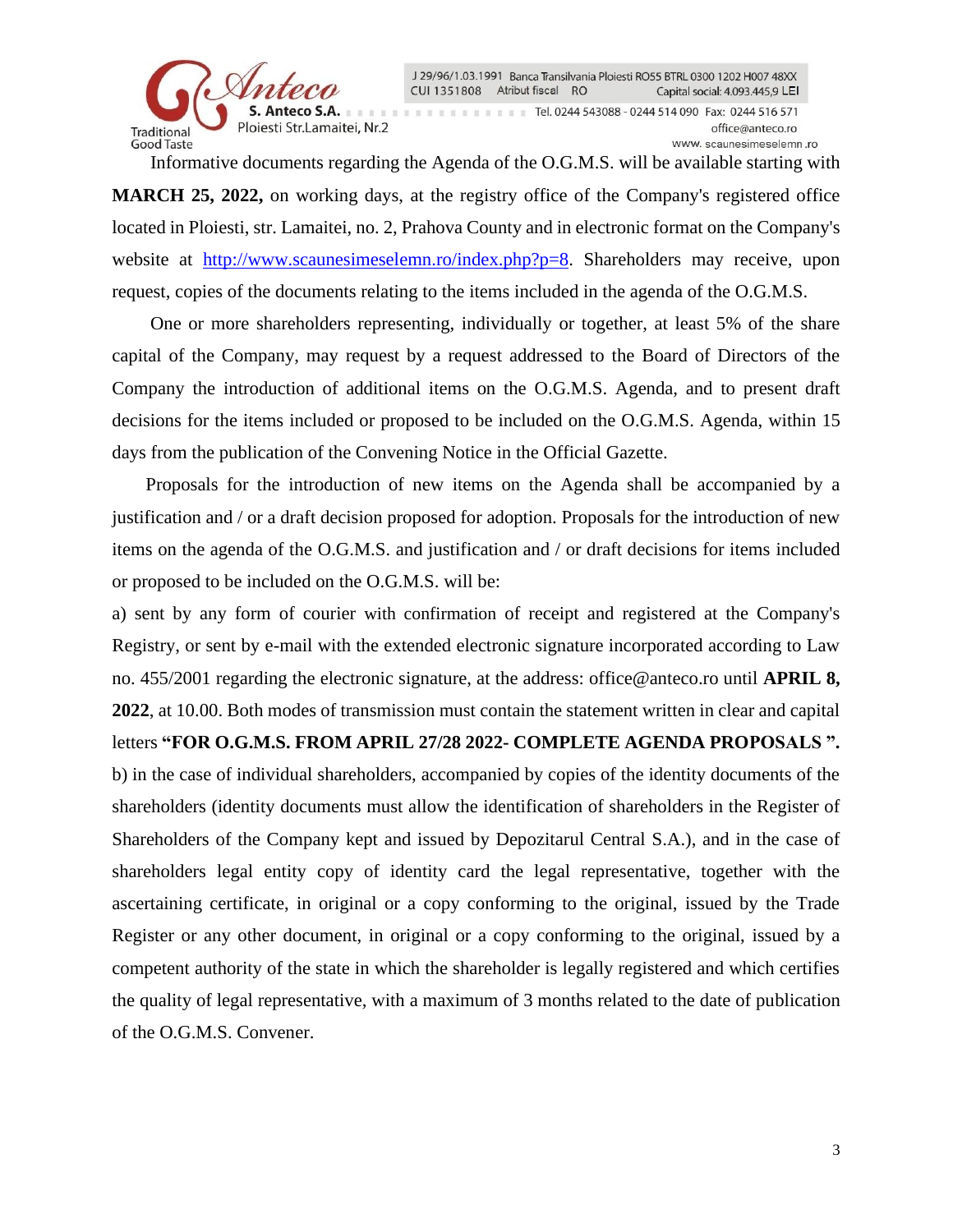Informative documents regarding the Agenda of the O.G.M.S. will be available starting with **MARCH 25, 2022,** on working days, at the registry office of the Company's registered office located in Ploiesti, str. Lamaitei, no. 2, Prahova County and in electronic format on the Company's website at http://www.scaunesimeselemn.ro/index.php?p=8. Shareholders may receive, upon request, copies of the documents relating to the items included in the agenda of the O.G.M.S.

One or more shareholders representing, individually or together, at least 5% of the share capital of the Company, may request by a request addressed to the Board of Directors of the Company the introduction of additional items on the O.G.M.S. Agenda, and to present draft decisions for the items included or proposed to be included on the O.G.M.S. Agenda, within 15 days from the publication of the Convening Notice in the Official Gazette.

Proposals for the introduction of new items on the Agenda shall be accompanied by a justification and / or a draft decision proposed for adoption. Proposals for the introduction of new items on the agenda of the O.G.M.S. and justification and / or draft decisions for items included or proposed to be included on the O.G.M.S. will be:

a) sent by any form of courier with confirmation of receipt and registered at the Company's Registry, or sent by e-mail with the extended electronic signature incorporated according to Law no. 455/2001 regarding the electronic signature, at the address: office@anteco.ro until **APRIL 8, 2022**, at 10.00. Both modes of transmission must contain the statement written in clear and capital letters **"FOR O.G.M.S. FROM APRIL 27/28 2022- COMPLETE AGENDA PROPOSALS ".**

b) in the case of individual shareholders, accompanied by copies of the identity documents of the shareholders (identity documents must allow the identification of shareholders in the Register of Shareholders of the Company kept and issued by Depozitarul Central S.A.), and in the case of shareholders legal entity copy of identity card the legal representative, together with the ascertaining certificate, in original or a copy conforming to the original, issued by the Trade Register or any other document, in original or a copy conforming to the original, issued by a competent authority of the state in which the shareholder is legally registered and which certifies the quality of legal representative, with a maximum of 3 months related to the date of publication of the O.G.M.S. Convener.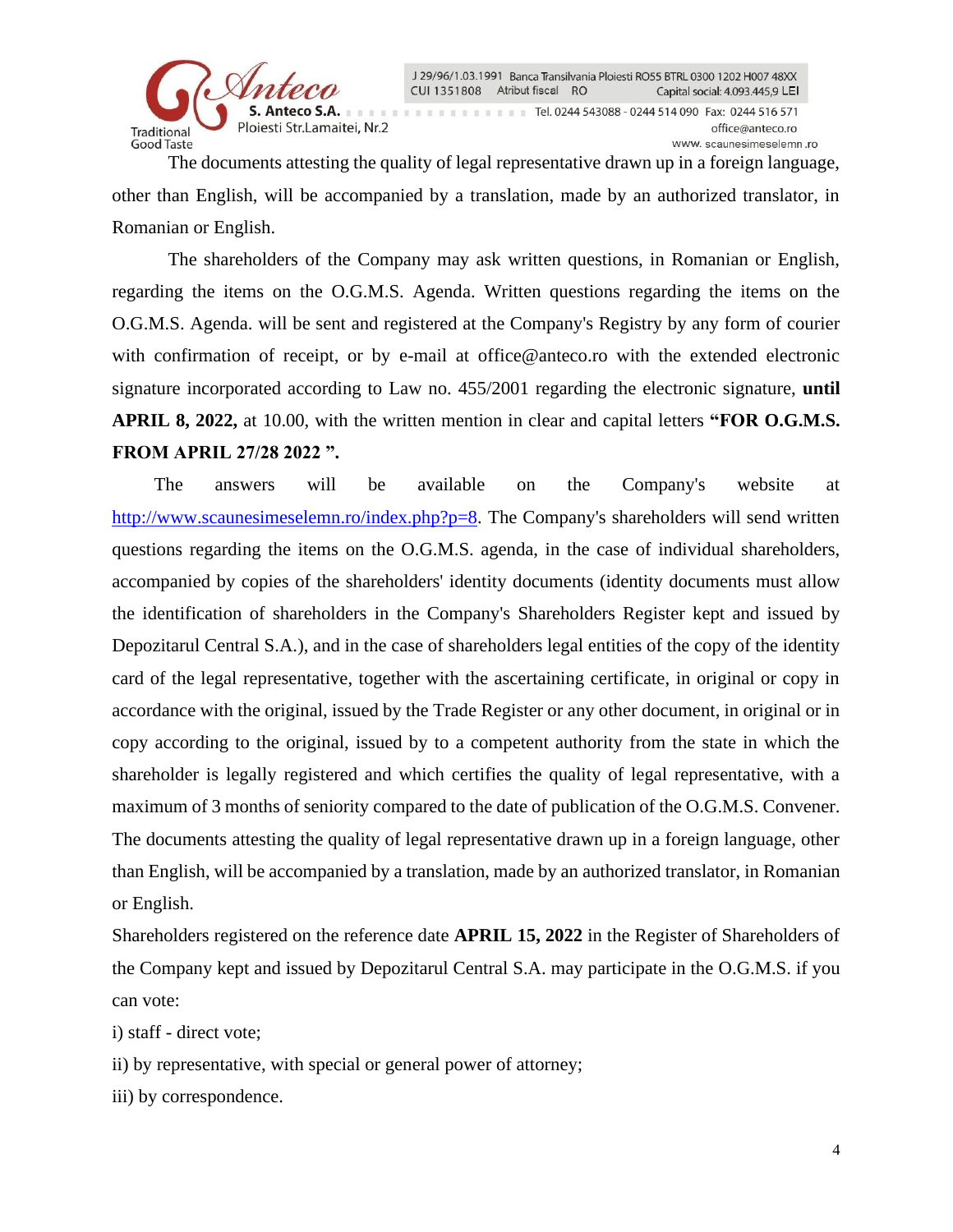The documents attesting the quality of legal representative drawn up in a foreign language, other than English, will be accompanied by a translation, made by an authorized translator, in Romanian or English.

The shareholders of the Company may ask written questions, in Romanian or English, regarding the items on the O.G.M.S. Agenda. Written questions regarding the items on the O.G.M.S. Agenda. will be sent and registered at the Company's Registry by any form of courier with confirmation of receipt, or by e-mail at office@anteco.ro with the extended electronic signature incorporated according to Law no. 455/2001 regarding the electronic signature, **until APRIL 8, 2022,** at 10.00, with the written mention in clear and capital letters **"FOR O.G.M.S. FROM APRIL 27/28 2022 ".**

The answers will be available on the Company's website at [http://www.scaunesimeselemn.ro/index.php?p=8](http://www.scaunesimeselemn.ro/index.php?p=8). The Company's shareholders will send written questions regarding the items on the O.G.M.S. agenda, in the case of individual shareholders, accompanied by copies of the shareholders' identity documents (identity documents must allow the identification of shareholders in the Company's Shareholders Register kept and issued by Depozitarul Central S.A.), and in the case of shareholders legal entities of the copy of the identity card of the legal representative, together with the ascertaining certificate, in original or copy in accordance with the original, issued by the Trade Register or any other document, in original or in copy according to the original, issued by to a competent authority from the state in which the shareholder is legally registered and which certifies the quality of legal representative, with a maximum of 3 months of seniority compared to the date of publication of the O.G.M.S. Convener. The documents attesting the quality of legal representative drawn up in a foreign language, other than English, will be accompanied by a translation, made by an authorized translator, in Romanian or English.

Shareholders registered on the reference date **APRIL 15, 2022** in the Register of Shareholders of the Company kept and issued by Depozitarul Central S.A. may participate in the O.G.M.S. if you can vote:

i) staff - direct vote;

ii) by representative, with special or general power of attorney;

iii) by correspondence.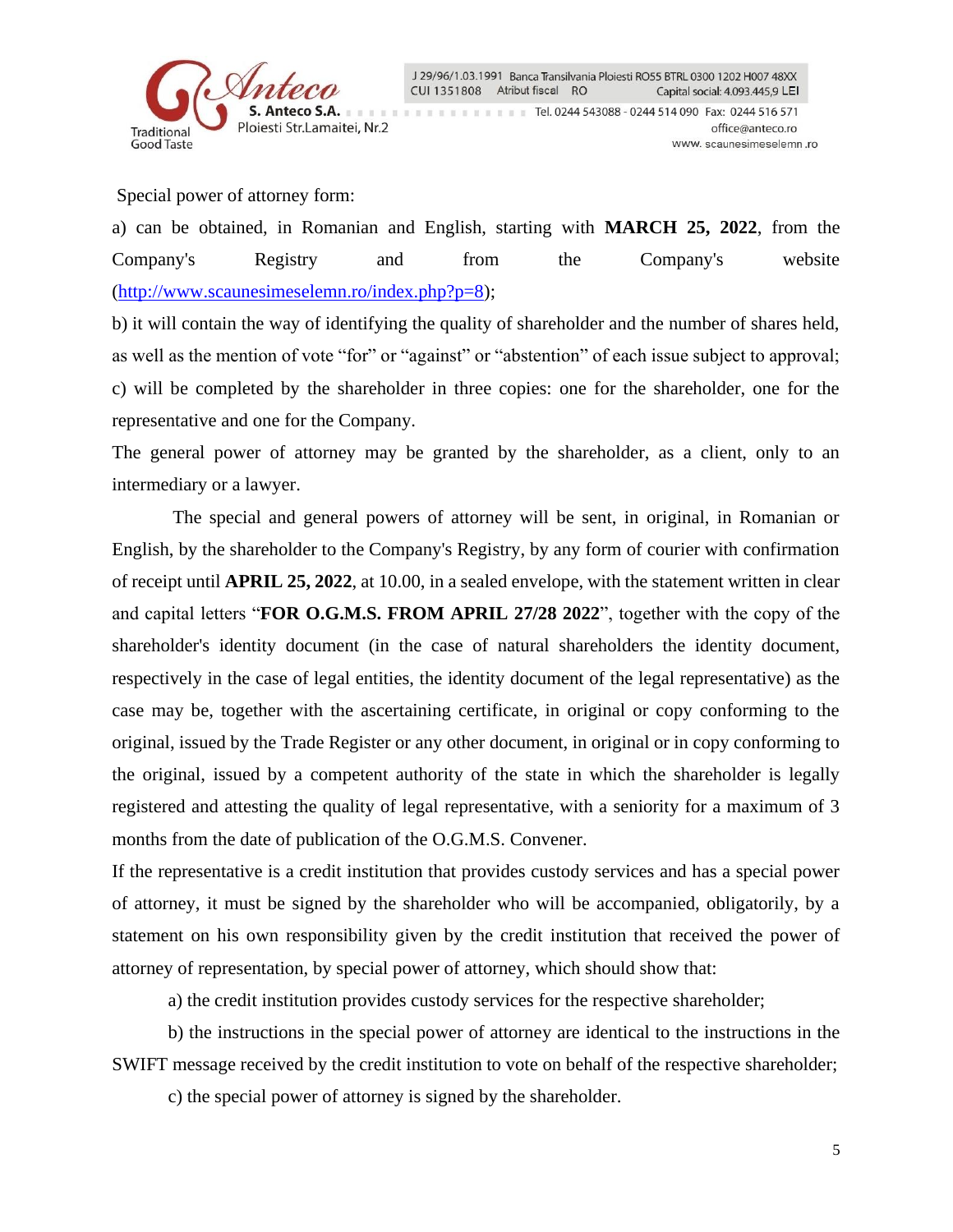Special power of attorney form:

a) can be obtained, in Romanian and English, starting with **MARCH 25, 2022**, from the Company's Registry and from the Company's website (http://www.scaunesimeselemn.ro/index.php?p=8);

b) it will contain the way of identifying the quality of shareholder and the number of shares held, as well as the mention of vote "for" or "against" or "abstention" of each issue subject to approval;

c) will be completed by the shareholder in three copies: one for the shareholder, one for the representative and one for the Company.

The general power of attorney may be granted by the shareholder, as a client, only to an intermediary or a lawyer.

The special and general powers of attorney will be sent, in original, in Romanian or English, by the shareholder to the Company's Registry, by any form of courier with confirmation of receipt until **APRIL 25, 2022**, at 10.00, in a sealed envelope, with the statement written in clear and capital letters "**FOR O.G.M.S. FROM APRIL 27/28 2022**", together with the copy of the shareholder's identity document (in the case of natural shareholders the identity document, respectively in the case of legal entities, the identity document of the legal representative) as the case may be, together with the ascertaining certificate, in original or copy conforming to the original, issued by the Trade Register or any other document, in original or in copy conforming to the original, issued by a competent authority of the state in which the shareholder is legally registered and attesting the quality of legal representative, with a seniority for a maximum of 3 months from the date of publication of the O.G.M.S. Convener.

If the representative is a credit institution that provides custody services and has a special power of attorney, it must be signed by the shareholder who will be accompanied, obligatorily, by a statement on his own responsibility given by the credit institution that received the power of attorney of representation, by special power of attorney, which should show that:

a) the credit institution provides custody services for the respective shareholder;

b) the instructions in the special power of attorney are identical to the instructions in the SWIFT message received by the credit institution to vote on behalf of the respective shareholder;

c) the special power of attorney is signed by the shareholder.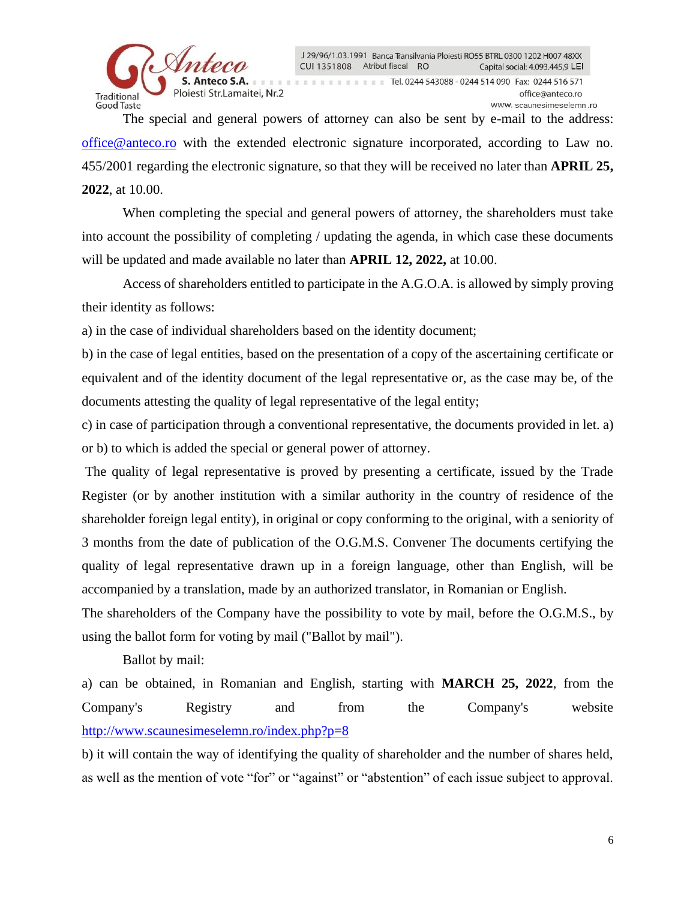The special and general powers of attorney can also be sent by e-mail to the address: office@anteco.ro with the extended electronic signature incorporated, according to Law no. 455/2001 regarding the electronic signature, so that they will be received no later than **APRIL 25, 2022**, at 10.00.

When completing the special and general powers of attorney, the shareholders must take into account the possibility of completing / updating the agenda, in which case these documents will be updated and made available no later than **APRIL 12, 2022,** at 10.00.

Access of shareholders entitled to participate in the A.G.O.A. is allowed by simply proving their identity as follows:

a) in the case of individual shareholders based on the identity document;

b) in the case of legal entities, based on the presentation of a copy of the ascertaining certificate or equivalent and of the identity document of the legal representative or, as the case may be, of the documents attesting the quality of legal representative of the legal entity;

c) in case of participation through a conventional representative, the documents provided in let. a) or b) to which is added the special or general power of attorney.

The quality of legal representative is proved by presenting a certificate, issued by the Trade Register (or by another institution with a similar authority in the country of residence of the shareholder foreign legal entity), in original or copy conforming to the original, with a seniority of 3 months from the date of publication of the O.G.M.S. Convener The documents certifying the quality of legal representative drawn up in a foreign language, other than English, will be accompanied by a translation, made by an authorized translator, in Romanian or English.

The shareholders of the Company have the possibility to vote by mail, before the O.G.M.S., by using the ballot form for voting by mail ("Ballot by mail").

Ballot by mail:

a) can be obtained, in Romanian and English, starting with **MARCH 25, 2022**, from the Company's Registry and from the Company's website http://www.scaunesimeselemn.ro/index.php?p=8

b) it will contain the way of identifying the quality of shareholder and the number of shares held, as well as the mention of vote "for" or "against" or "abstention" of each issue subject to approval.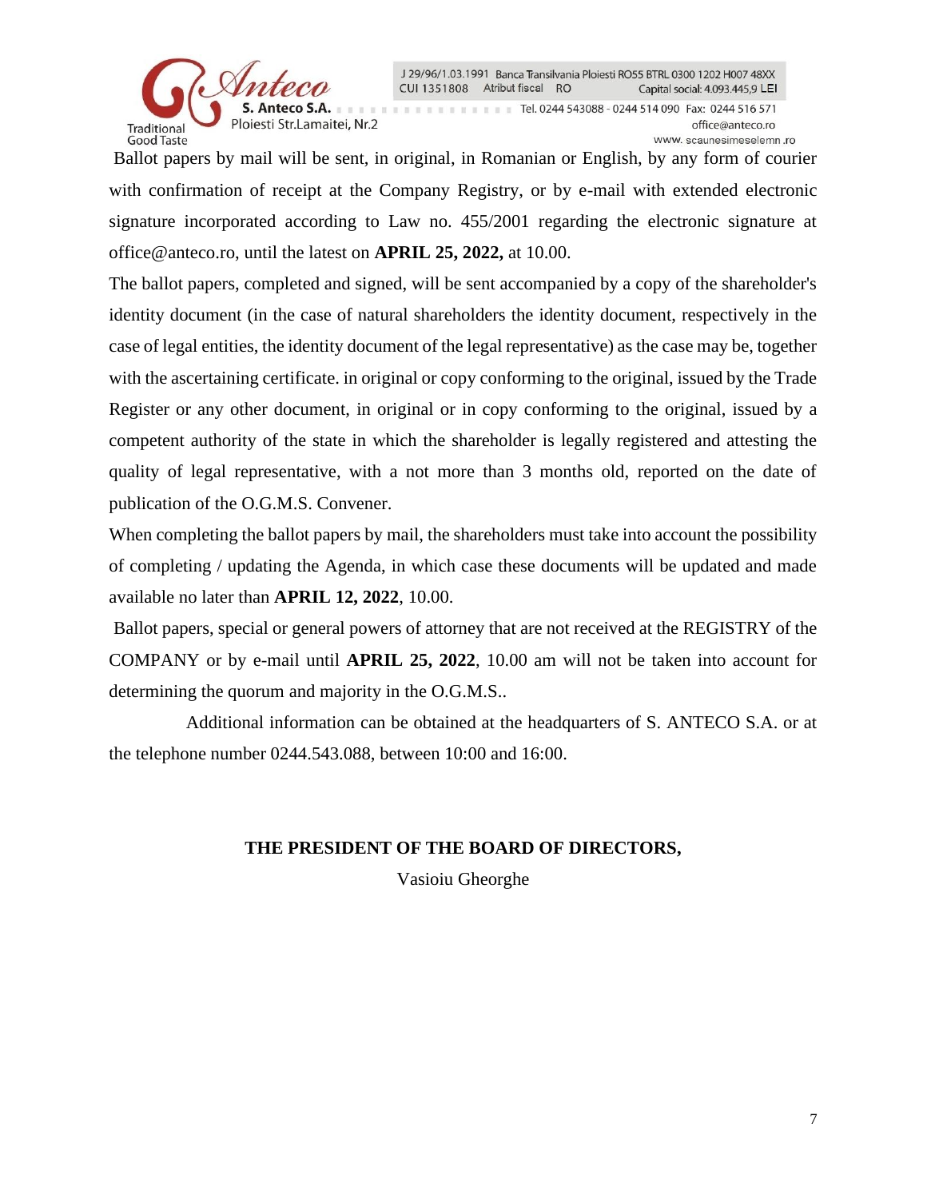Ballot papers by mail will be sent, in original, in Romanian or English, by any form of courier with confirmation of receipt at the Company Registry, or by e-mail with extended electronic signature incorporated according to Law no. 455/2001 regarding the electronic signature at office@anteco.ro, until the latest on **APRIL 25, 2022,** at 10.00.

The ballot papers, completed and signed, will be sent accompanied by a copy of the shareholder's identity document (in the case of natural shareholders the identity document, respectively in the case of legal entities, the identity document of the legal representative) as the case may be, together with the ascertaining certificate. in original or copy conforming to the original, issued by the Trade Register or any other document, in original or in copy conforming to the original, issued by a competent authority of the state in which the shareholder is legally registered and attesting the quality of legal representative, with a not more than 3 months old, reported on the date of publication of the O.G.M.S. Convener.

When completing the ballot papers by mail, the shareholders must take into account the possibility of completing / updating the Agenda, in which case these documents will be updated and made available no later than **APRIL 12, 2022**, 10.00.

Ballot papers, special or general powers of attorney that are not received at the REGISTRY of the COMPANY or by e-mail until **APRIL 25, 2022**, 10.00 am will not be taken into account for determining the quorum and majority in the O.G.M.S..

Additional information can be obtained at the headquarters of S. ANTECO S.A. or at the telephone number 0244.543.088, between 10:00 and 16:00.

**THE PRESIDENT OF THE BOARD OF DIRECTORS,**

Vasioiu Gheorghe